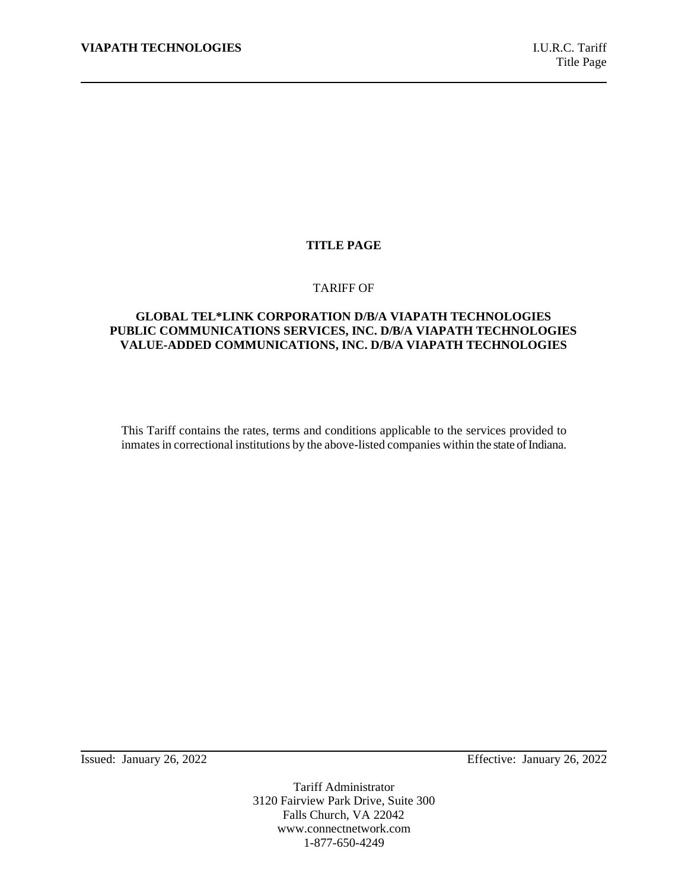# TITLE PAGE

TARIFF OF

**GLOBAL TEL*LINK CORPORATION D/B/A VIAPATH TECHNOLOGIES**
**PUBLIC COMMUNICATIONS SERVICES, INC. D/B/A VIAPATH TECHNOLOGIES**
**VALUE-ADDED COMMUNICATIONS, INC. D/B/A VIAPATH TECHNOLOGIES**

This Tariff contains the rates, terms and conditions applicable to the services provided to inmates in correctional institutions by the above-listed companies within the state of Indiana.

Issued: January 26, 2022 Effective: January 26, 2022

Tariff Administrator
3120 Fairview Park Drive, Suite 300
Falls Church, VA 22042
www.connectnetwork.com
1-877-650-4249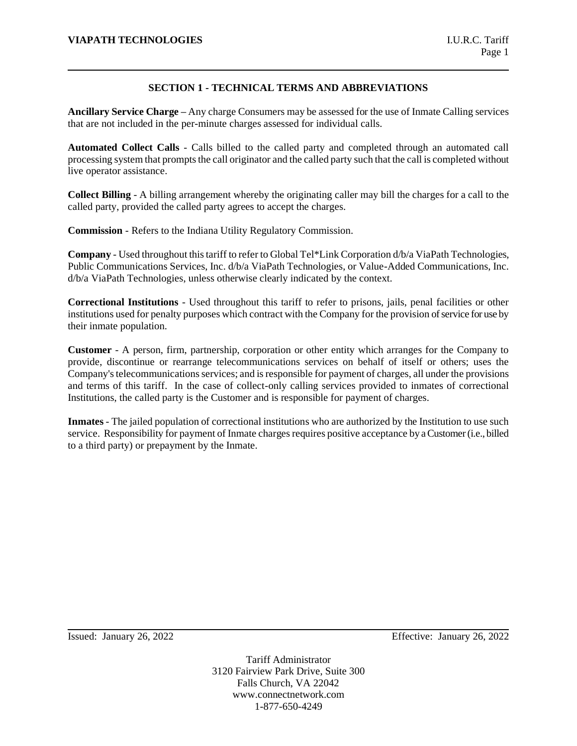## SECTION 1 - TECHNICAL TERMS AND ABBREVIATIONS

**Ancillary Service Charge** – Any charge Consumers may be assessed for the use of Inmate Calling services that are not included in the per-minute charges assessed for individual calls.

**Automated Collect Calls** - Calls billed to the called party and completed through an automated call processing system that prompts the call originator and the called party such that the call is completed without live operator assistance.

**Collect Billing** - A billing arrangement whereby the originating caller may bill the charges for a call to the called party, provided the called party agrees to accept the charges.

**Commission** - Refers to the Indiana Utility Regulatory Commission.

**Company** - Used throughout this tariff to refer to Global Tel*Link Corporation d/b/a ViaPath Technologies, Public Communications Services, Inc. d/b/a ViaPath Technologies, or Value-Added Communications, Inc. d/b/a ViaPath Technologies, unless otherwise clearly indicated by the context.

**Correctional Institutions** - Used throughout this tariff to refer to prisons, jails, penal facilities or other institutions used for penalty purposes which contract with the Company for the provision of service for use by their inmate population.

**Customer** - A person, firm, partnership, corporation or other entity which arranges for the Company to provide, discontinue or rearrange telecommunications services on behalf of itself or others; uses the Company's telecommunications services; and is responsible for payment of charges, all under the provisions and terms of this tariff. In the case of collect-only calling services provided to inmates of correctional Institutions, the called party is the Customer and is responsible for payment of charges.

**Inmates** - The jailed population of correctional institutions who are authorized by the Institution to use such service. Responsibility for payment of Inmate charges requires positive acceptance by a Customer (i.e., billed to a third party) or prepayment by the Inmate.

Issued: January 26, 2022 Effective: January 26, 2022

Tariff Administrator
3120 Fairview Park Drive, Suite 300
Falls Church, VA 22042
www.connectnetwork.com
1-877-650-4249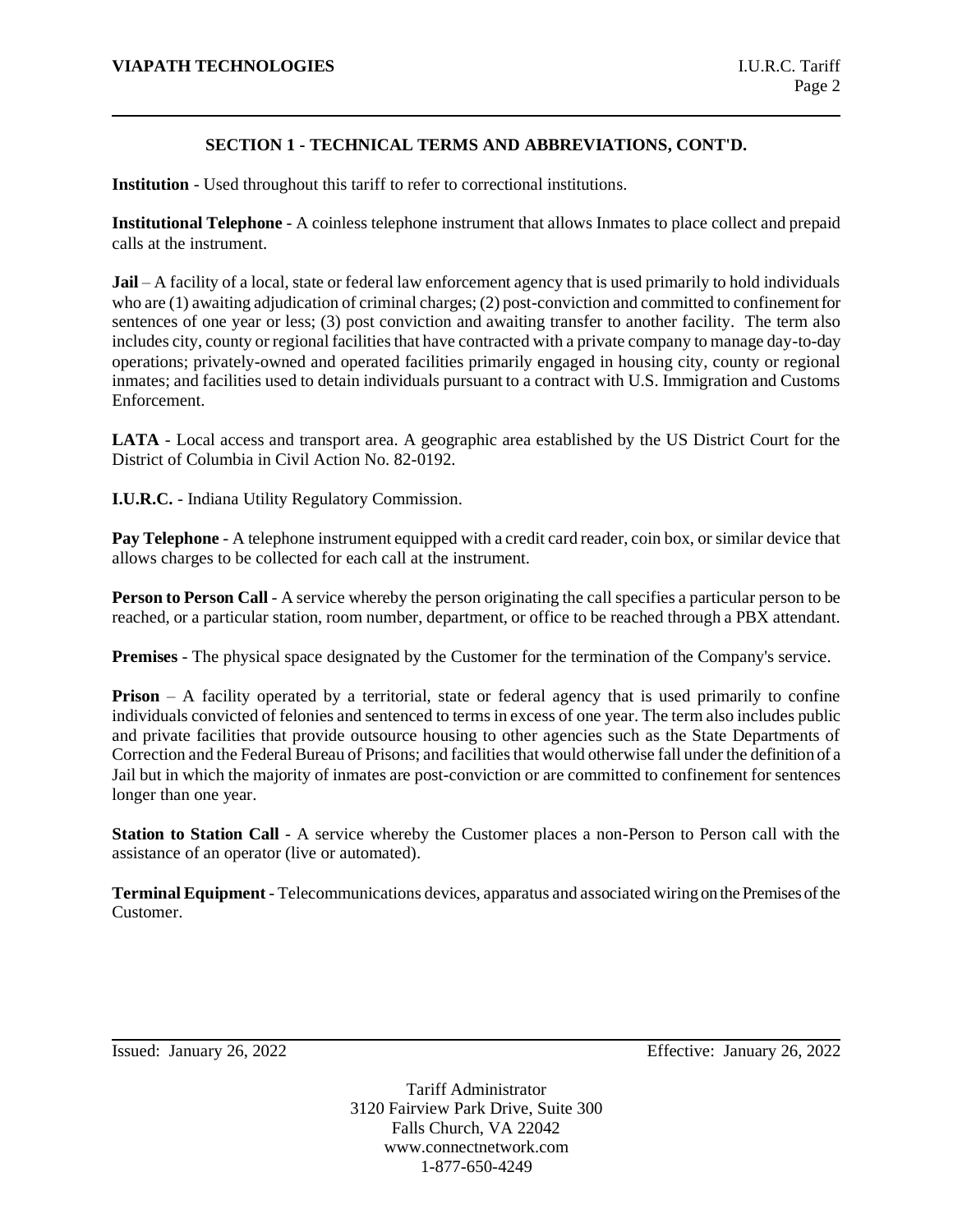## SECTION 1 - TECHNICAL TERMS AND ABBREVIATIONS, CONT'D.

**Institution** - Used throughout this tariff to refer to correctional institutions.

**Institutional Telephone** - A coinless telephone instrument that allows Inmates to place collect and prepaid calls at the instrument.

**Jail** – A facility of a local, state or federal law enforcement agency that is used primarily to hold individuals who are (1) awaiting adjudication of criminal charges; (2) post-conviction and committed to confinement for sentences of one year or less; (3) post conviction and awaiting transfer to another facility. The term also includes city, county or regional facilities that have contracted with a private company to manage day-to-day operations; privately-owned and operated facilities primarily engaged in housing city, county or regional inmates; and facilities used to detain individuals pursuant to a contract with U.S. Immigration and Customs Enforcement.

**LATA** - Local access and transport area. A geographic area established by the US District Court for the District of Columbia in Civil Action No. 82-0192.

**I.U.R.C.** - Indiana Utility Regulatory Commission.

**Pay Telephone** - A telephone instrument equipped with a credit card reader, coin box, or similar device that allows charges to be collected for each call at the instrument.

**Person to Person Call** - A service whereby the person originating the call specifies a particular person to be reached, or a particular station, room number, department, or office to be reached through a PBX attendant.

**Premises** - The physical space designated by the Customer for the termination of the Company's service.

**Prison** – A facility operated by a territorial, state or federal agency that is used primarily to confine individuals convicted of felonies and sentenced to terms in excess of one year. The term also includes public and private facilities that provide outsource housing to other agencies such as the State Departments of Correction and the Federal Bureau of Prisons; and facilities that would otherwise fall under the definition of a Jail but in which the majority of inmates are post-conviction or are committed to confinement for sentences longer than one year.

**Station to Station Call** - A service whereby the Customer places a non-Person to Person call with the assistance of an operator (live or automated).

**Terminal Equipment** - Telecommunications devices, apparatus and associated wiring on the Premises of the Customer.

Issued: January 26, 2022 Effective: January 26, 2022

Tariff Administrator
3120 Fairview Park Drive, Suite 300
Falls Church, VA 22042
www.connectnetwork.com
1-877-650-4249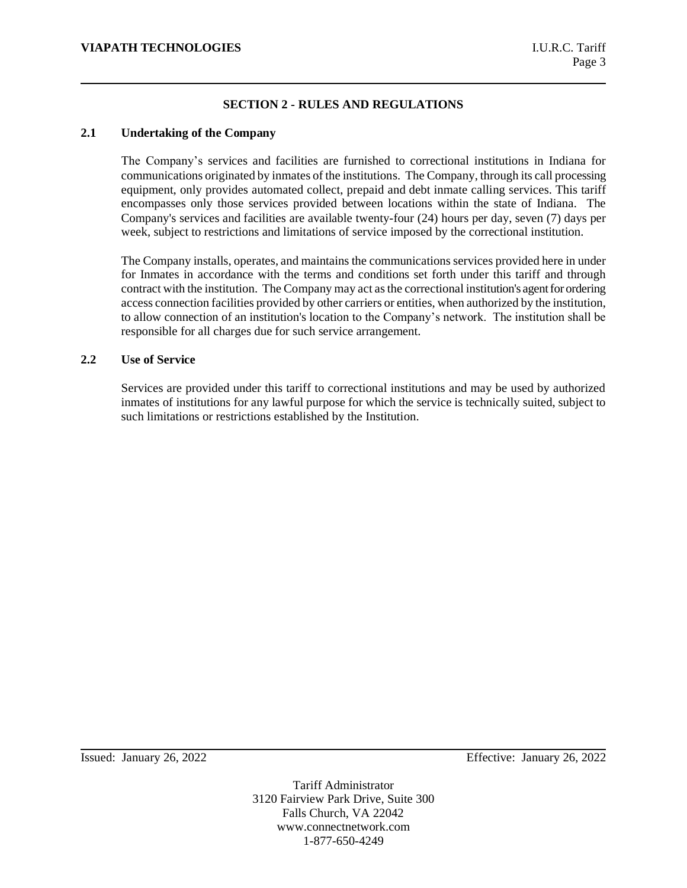## SECTION 2 - RULES AND REGULATIONS

### 2.1 Undertaking of the Company

The Company's services and facilities are furnished to correctional institutions in Indiana for communications originated by inmates of the institutions. The Company, through its call processing equipment, only provides automated collect, prepaid and debt inmate calling services. This tariff encompasses only those services provided between locations within the state of Indiana. The Company's services and facilities are available twenty-four (24) hours per day, seven (7) days per week, subject to restrictions and limitations of service imposed by the correctional institution.

The Company installs, operates, and maintains the communications services provided here in under for Inmates in accordance with the terms and conditions set forth under this tariff and through contract with the institution. The Company may act as the correctional institution's agent for ordering access connection facilities provided by other carriers or entities, when authorized by the institution, to allow connection of an institution's location to the Company's network. The institution shall be responsible for all charges due for such service arrangement.

### 2.2 Use of Service

Services are provided under this tariff to correctional institutions and may be used by authorized inmates of institutions for any lawful purpose for which the service is technically suited, subject to such limitations or restrictions established by the Institution.

Issued: January 26, 2022 Effective: January 26, 2022

Tariff Administrator
3120 Fairview Park Drive, Suite 300
Falls Church, VA 22042
www.connectnetwork.com
1-877-650-4249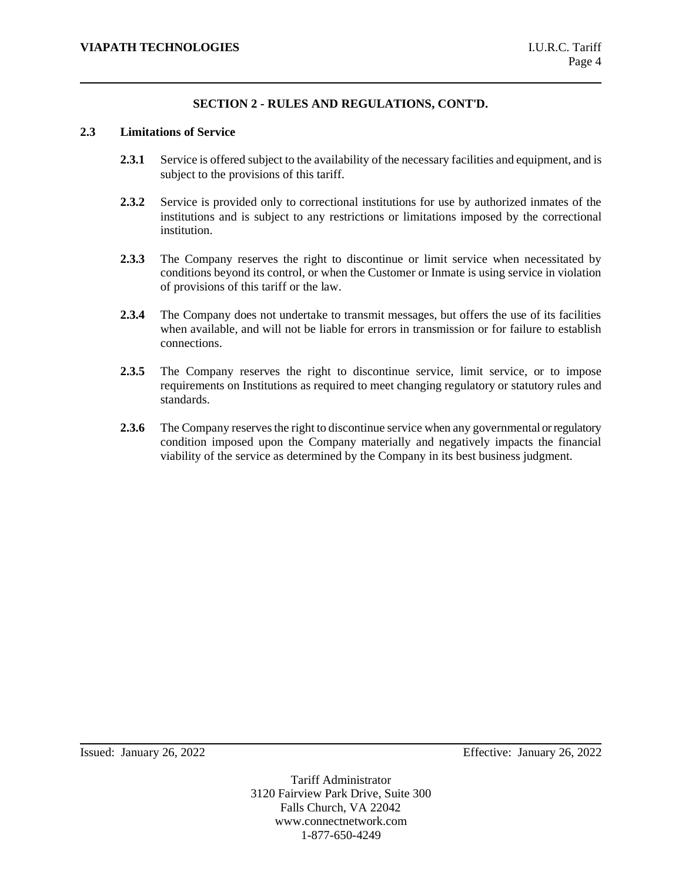## SECTION 2 - RULES AND REGULATIONS, CONT'D.

### 2.3 Limitations of Service

**2.3.1** Service is offered subject to the availability of the necessary facilities and equipment, and is subject to the provisions of this tariff.

**2.3.2** Service is provided only to correctional institutions for use by authorized inmates of the institutions and is subject to any restrictions or limitations imposed by the correctional institution.

**2.3.3** The Company reserves the right to discontinue or limit service when necessitated by conditions beyond its control, or when the Customer or Inmate is using service in violation of provisions of this tariff or the law.

**2.3.4** The Company does not undertake to transmit messages, but offers the use of its facilities when available, and will not be liable for errors in transmission or for failure to establish connections.

**2.3.5** The Company reserves the right to discontinue service, limit service, or to impose requirements on Institutions as required to meet changing regulatory or statutory rules and standards.

**2.3.6** The Company reserves the right to discontinue service when any governmental or regulatory condition imposed upon the Company materially and negatively impacts the financial viability of the service as determined by the Company in its best business judgment.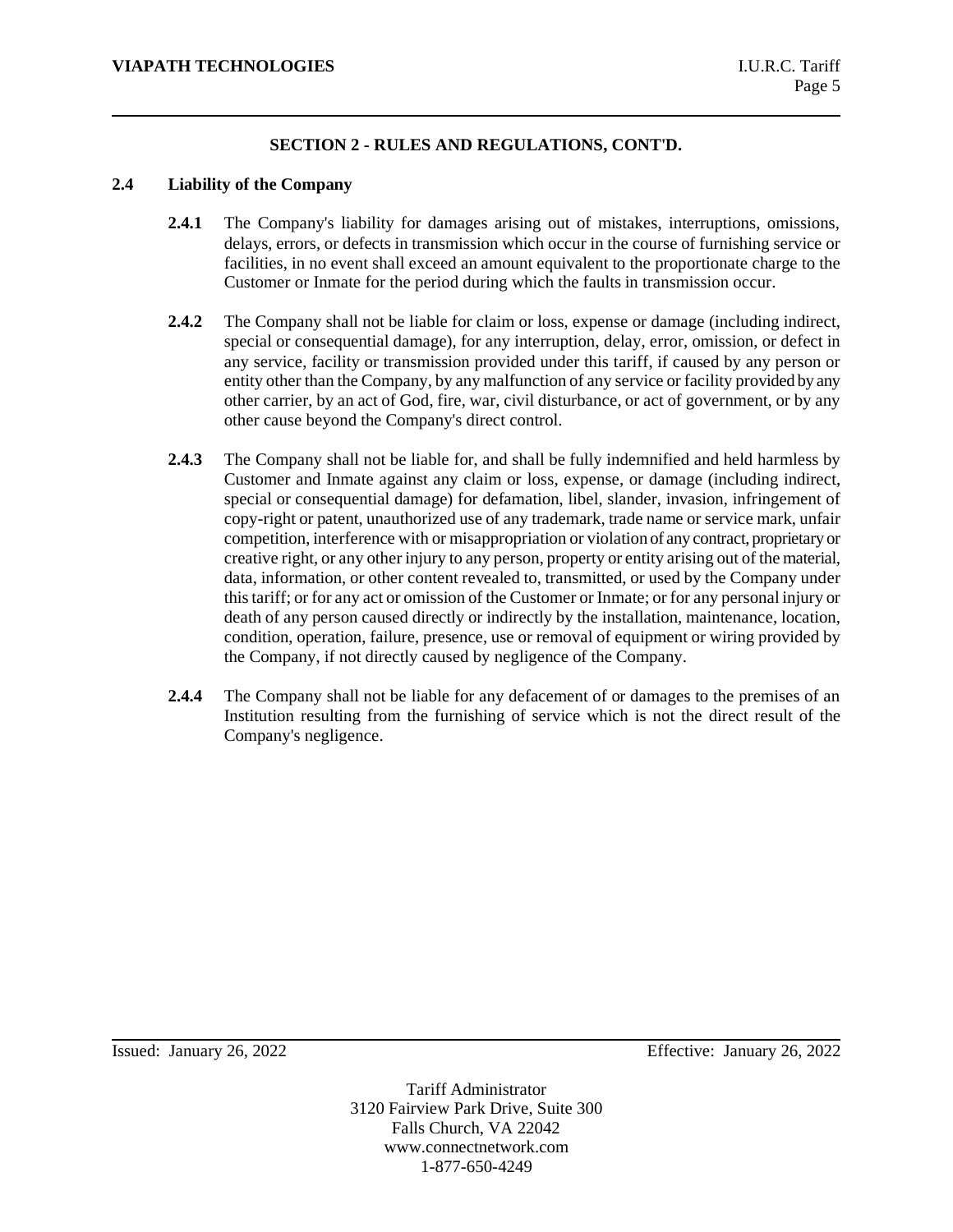## SECTION 2 - RULES AND REGULATIONS, CONT'D.

### 2.4 Liability of the Company

**2.4.1** The Company's liability for damages arising out of mistakes, interruptions, omissions, delays, errors, or defects in transmission which occur in the course of furnishing service or facilities, in no event shall exceed an amount equivalent to the proportionate charge to the Customer or Inmate for the period during which the faults in transmission occur.

**2.4.2** The Company shall not be liable for claim or loss, expense or damage (including indirect, special or consequential damage), for any interruption, delay, error, omission, or defect in any service, facility or transmission provided under this tariff, if caused by any person or entity other than the Company, by any malfunction of any service or facility provided by any other carrier, by an act of God, fire, war, civil disturbance, or act of government, or by any other cause beyond the Company's direct control.

**2.4.3** The Company shall not be liable for, and shall be fully indemnified and held harmless by Customer and Inmate against any claim or loss, expense, or damage (including indirect, special or consequential damage) for defamation, libel, slander, invasion, infringement of copy-right or patent, unauthorized use of any trademark, trade name or service mark, unfair competition, interference with or misappropriation or violation of any contract, proprietary or creative right, or any other injury to any person, property or entity arising out of the material, data, information, or other content revealed to, transmitted, or used by the Company under this tariff; or for any act or omission of the Customer or Inmate; or for any personal injury or death of any person caused directly or indirectly by the installation, maintenance, location, condition, operation, failure, presence, use or removal of equipment or wiring provided by the Company, if not directly caused by negligence of the Company.

**2.4.4** The Company shall not be liable for any defacement of or damages to the premises of an Institution resulting from the furnishing of service which is not the direct result of the Company's negligence.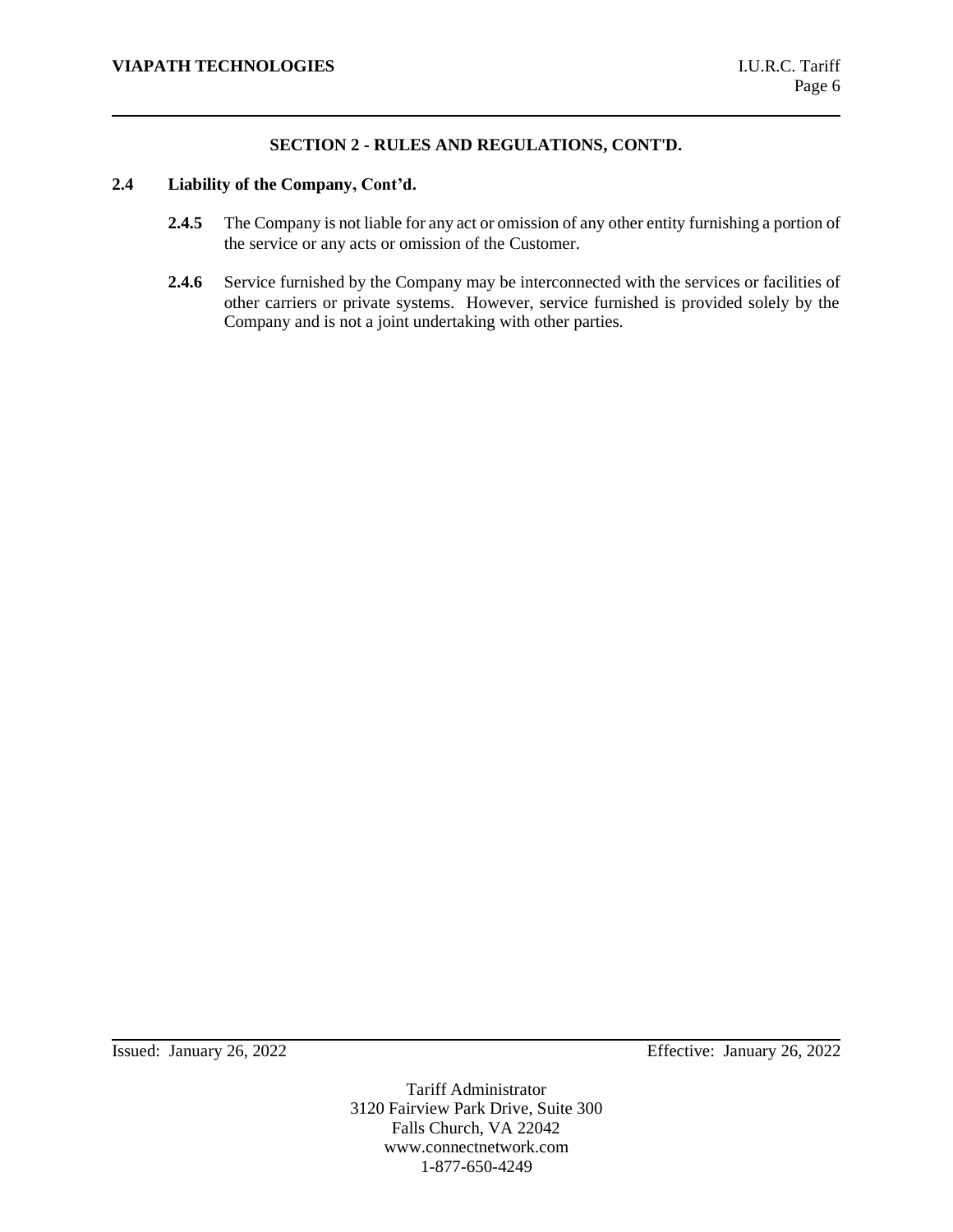## SECTION 2 - RULES AND REGULATIONS, CONT'D.

### 2.4 Liability of the Company, Cont'd.

**2.4.5** The Company is not liable for any act or omission of any other entity furnishing a portion of the service or any acts or omission of the Customer.

**2.4.6** Service furnished by the Company may be interconnected with the services or facilities of other carriers or private systems. However, service furnished is provided solely by the Company and is not a joint undertaking with other parties.

Issued: January 26, 2022 Effective: January 26, 2022

Tariff Administrator
3120 Fairview Park Drive, Suite 300
Falls Church, VA 22042
www.connectnetwork.com
1-877-650-4249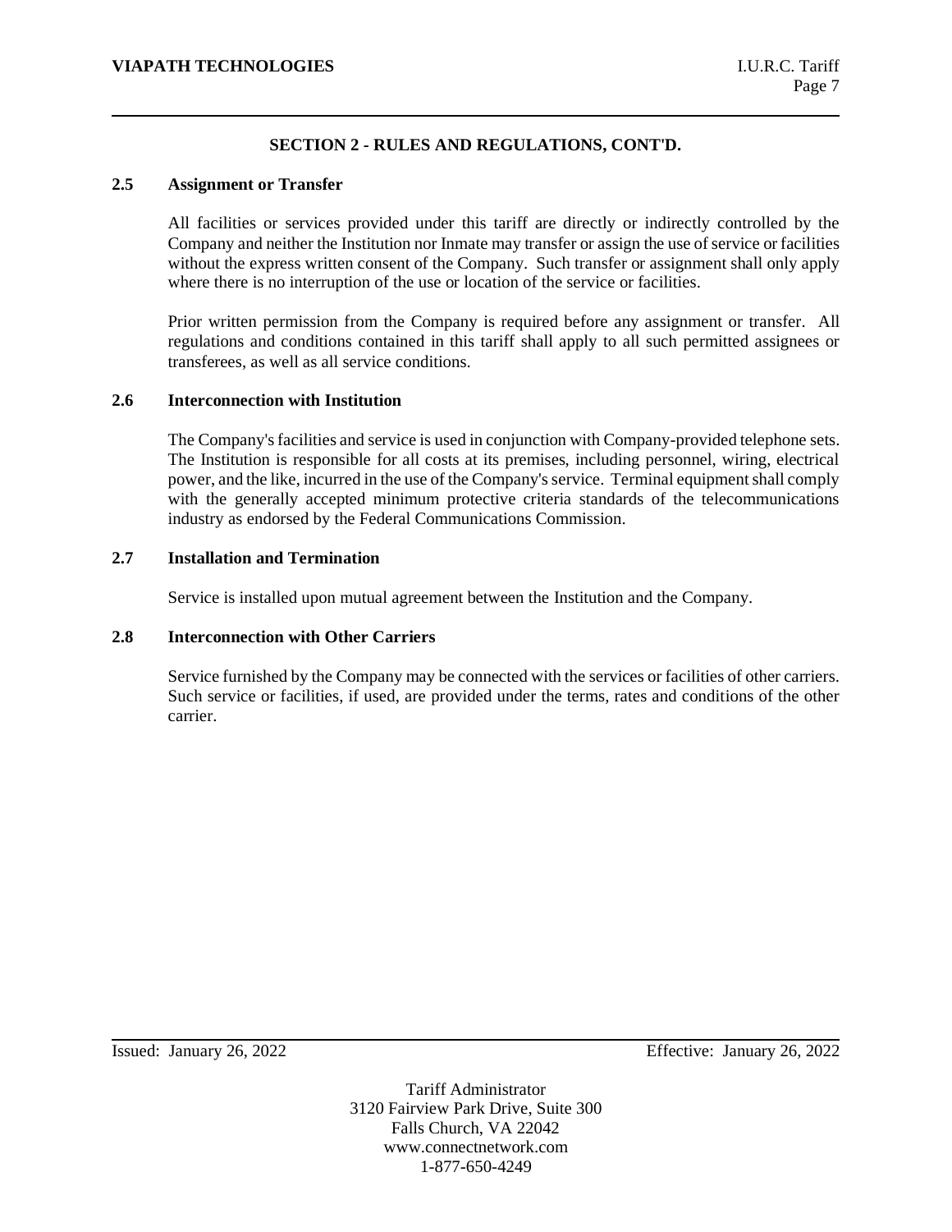## SECTION 2 - RULES AND REGULATIONS, CONT'D.

### 2.5 Assignment or Transfer

All facilities or services provided under this tariff are directly or indirectly controlled by the Company and neither the Institution nor Inmate may transfer or assign the use of service or facilities without the express written consent of the Company. Such transfer or assignment shall only apply where there is no interruption of the use or location of the service or facilities.

Prior written permission from the Company is required before any assignment or transfer. All regulations and conditions contained in this tariff shall apply to all such permitted assignees or transferees, as well as all service conditions.

### 2.6 Interconnection with Institution

The Company's facilities and service is used in conjunction with Company-provided telephone sets. The Institution is responsible for all costs at its premises, including personnel, wiring, electrical power, and the like, incurred in the use of the Company's service. Terminal equipment shall comply with the generally accepted minimum protective criteria standards of the telecommunications industry as endorsed by the Federal Communications Commission.

### 2.7 Installation and Termination

Service is installed upon mutual agreement between the Institution and the Company.

### 2.8 Interconnection with Other Carriers

Service furnished by the Company may be connected with the services or facilities of other carriers. Such service or facilities, if used, are provided under the terms, rates and conditions of the other carrier.

Issued: January 26, 2022 Effective: January 26, 2022

Tariff Administrator
3120 Fairview Park Drive, Suite 300
Falls Church, VA 22042
www.connectnetwork.com
1-877-650-4249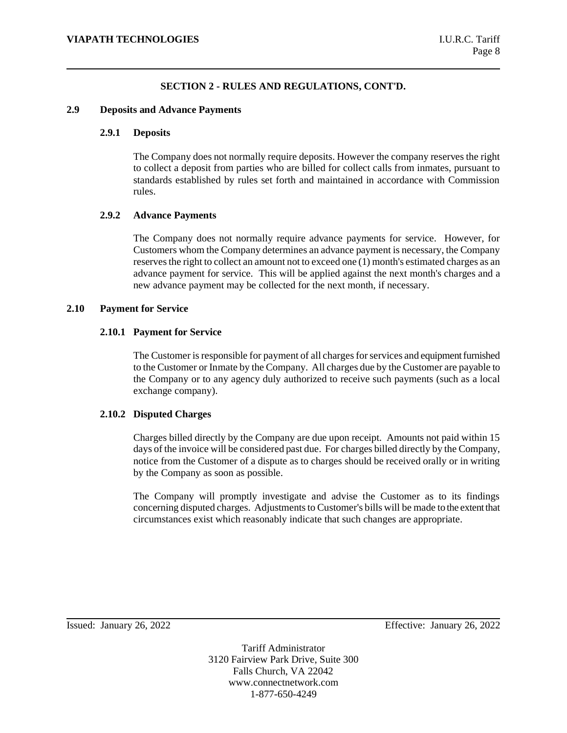## SECTION 2 - RULES AND REGULATIONS, CONT'D.

### 2.9 Deposits and Advance Payments

#### 2.9.1 Deposits

The Company does not normally require deposits. However the company reserves the right to collect a deposit from parties who are billed for collect calls from inmates, pursuant to standards established by rules set forth and maintained in accordance with Commission rules.

#### 2.9.2 Advance Payments

The Company does not normally require advance payments for service. However, for Customers whom the Company determines an advance payment is necessary, the Company reserves the right to collect an amount not to exceed one (1) month's estimated charges as an advance payment for service. This will be applied against the next month's charges and a new advance payment may be collected for the next month, if necessary.

### 2.10 Payment for Service

#### 2.10.1 Payment for Service

The Customer is responsible for payment of all charges for services and equipment furnished to the Customer or Inmate by the Company. All charges due by the Customer are payable to the Company or to any agency duly authorized to receive such payments (such as a local exchange company).

#### 2.10.2 Disputed Charges

Charges billed directly by the Company are due upon receipt. Amounts not paid within 15 days of the invoice will be considered past due. For charges billed directly by the Company, notice from the Customer of a dispute as to charges should be received orally or in writing by the Company as soon as possible.

The Company will promptly investigate and advise the Customer as to its findings concerning disputed charges. Adjustments to Customer's bills will be made to the extent that circumstances exist which reasonably indicate that such changes are appropriate.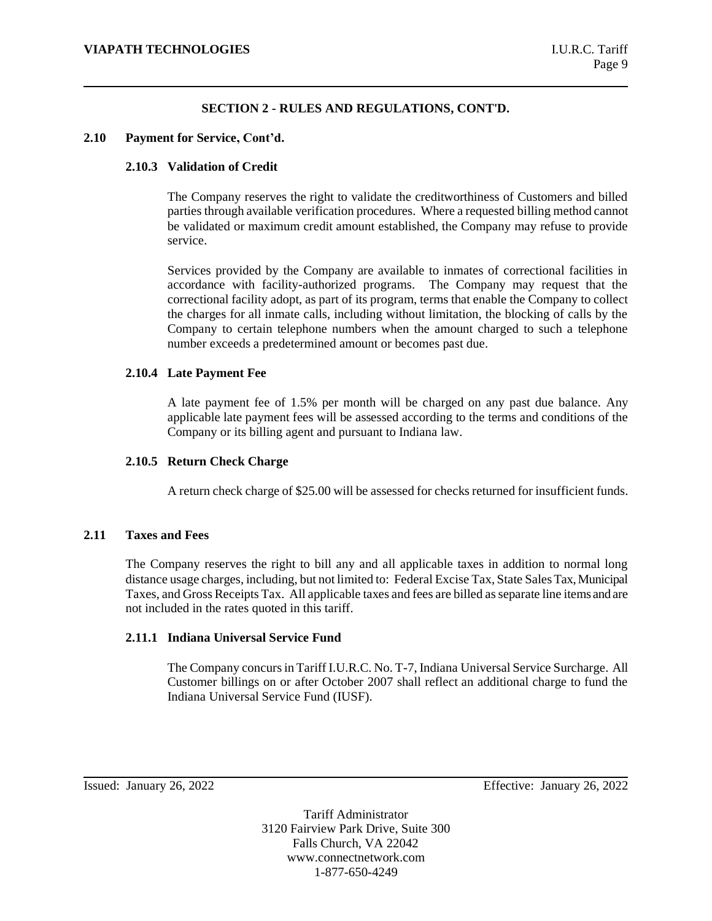## SECTION 2 - RULES AND REGULATIONS, CONT'D.

### 2.10 Payment for Service, Cont'd.

#### 2.10.3 Validation of Credit

The Company reserves the right to validate the creditworthiness of Customers and billed parties through available verification procedures. Where a requested billing method cannot be validated or maximum credit amount established, the Company may refuse to provide service.

Services provided by the Company are available to inmates of correctional facilities in accordance with facility-authorized programs. The Company may request that the correctional facility adopt, as part of its program, terms that enable the Company to collect the charges for all inmate calls, including without limitation, the blocking of calls by the Company to certain telephone numbers when the amount charged to such a telephone number exceeds a predetermined amount or becomes past due.

#### 2.10.4 Late Payment Fee

A late payment fee of 1.5% per month will be charged on any past due balance. Any applicable late payment fees will be assessed according to the terms and conditions of the Company or its billing agent and pursuant to Indiana law.

#### 2.10.5 Return Check Charge

A return check charge of $25.00 will be assessed for checks returned for insufficient funds.

### 2.11 Taxes and Fees

The Company reserves the right to bill any and all applicable taxes in addition to normal long distance usage charges, including, but not limited to: Federal Excise Tax, State Sales Tax, Municipal Taxes, and Gross Receipts Tax. All applicable taxes and fees are billed as separate line items and are not included in the rates quoted in this tariff.

#### 2.11.1 Indiana Universal Service Fund

The Company concurs in Tariff I.U.R.C. No. T-7, Indiana Universal Service Surcharge. All Customer billings on or after October 2007 shall reflect an additional charge to fund the Indiana Universal Service Fund (IUSF).

Issued: January 26, 2022 Effective: January 26, 2022

Tariff Administrator
3120 Fairview Park Drive, Suite 300
Falls Church, VA 22042
www.connectnetwork.com
1-877-650-4249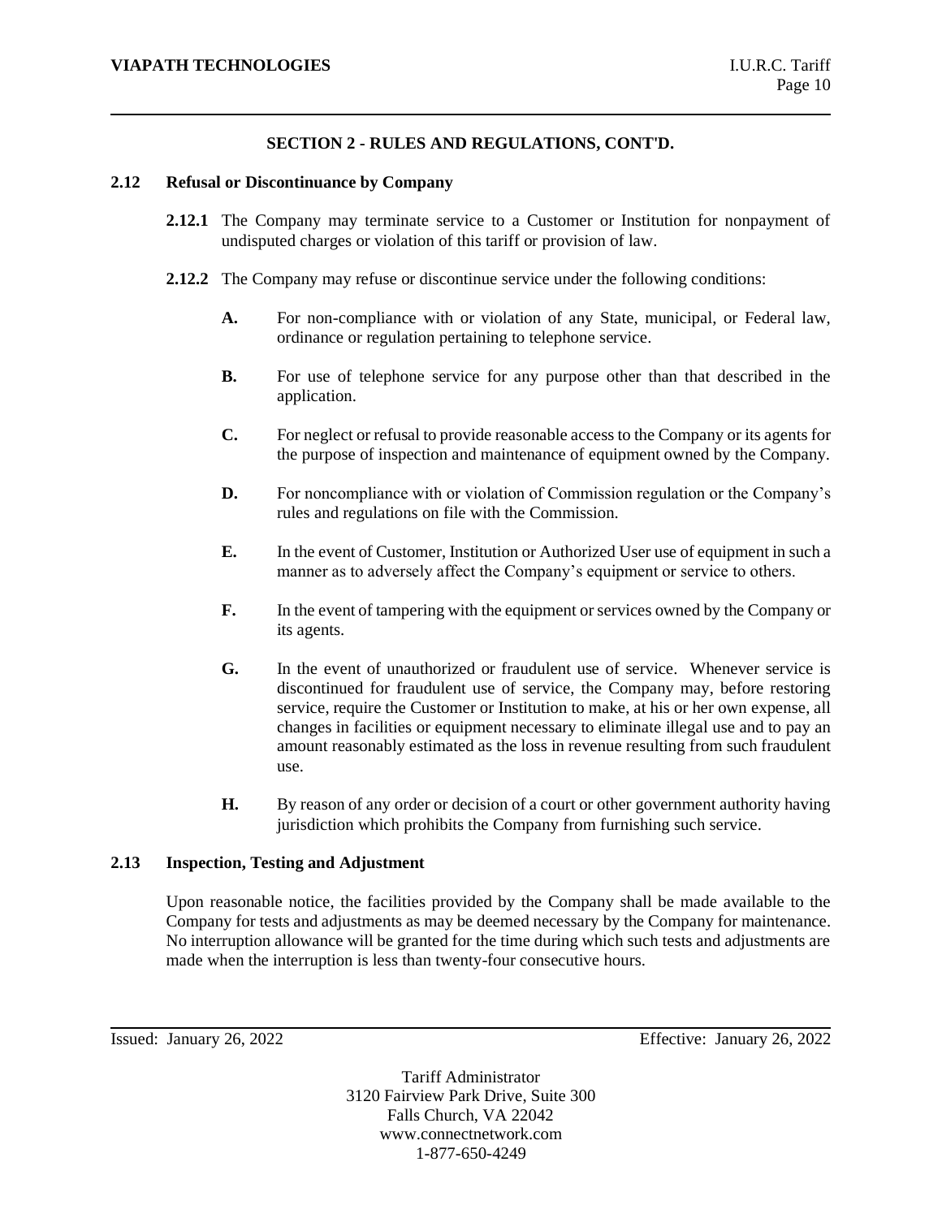## SECTION 2 - RULES AND REGULATIONS, CONT'D.

### 2.12 Refusal or Discontinuance by Company

**2.12.1** The Company may terminate service to a Customer or Institution for nonpayment of undisputed charges or violation of this tariff or provision of law.

**2.12.2** The Company may refuse or discontinue service under the following conditions:

**A.** For non-compliance with or violation of any State, municipal, or Federal law, ordinance or regulation pertaining to telephone service.

**B.** For use of telephone service for any purpose other than that described in the application.

**C.** For neglect or refusal to provide reasonable access to the Company or its agents for the purpose of inspection and maintenance of equipment owned by the Company.

**D.** For noncompliance with or violation of Commission regulation or the Company's rules and regulations on file with the Commission.

**E.** In the event of Customer, Institution or Authorized User use of equipment in such a manner as to adversely affect the Company's equipment or service to others.

**F.** In the event of tampering with the equipment or services owned by the Company or its agents.

**G.** In the event of unauthorized or fraudulent use of service. Whenever service is discontinued for fraudulent use of service, the Company may, before restoring service, require the Customer or Institution to make, at his or her own expense, all changes in facilities or equipment necessary to eliminate illegal use and to pay an amount reasonably estimated as the loss in revenue resulting from such fraudulent use.

**H.** By reason of any order or decision of a court or other government authority having jurisdiction which prohibits the Company from furnishing such service.

### 2.13 Inspection, Testing and Adjustment

Upon reasonable notice, the facilities provided by the Company shall be made available to the Company for tests and adjustments as may be deemed necessary by the Company for maintenance. No interruption allowance will be granted for the time during which such tests and adjustments are made when the interruption is less than twenty-four consecutive hours.

Issued: January 26, 2022 Effective: January 26, 2022

Tariff Administrator
3120 Fairview Park Drive, Suite 300
Falls Church, VA 22042
www.connectnetwork.com
1-877-650-4249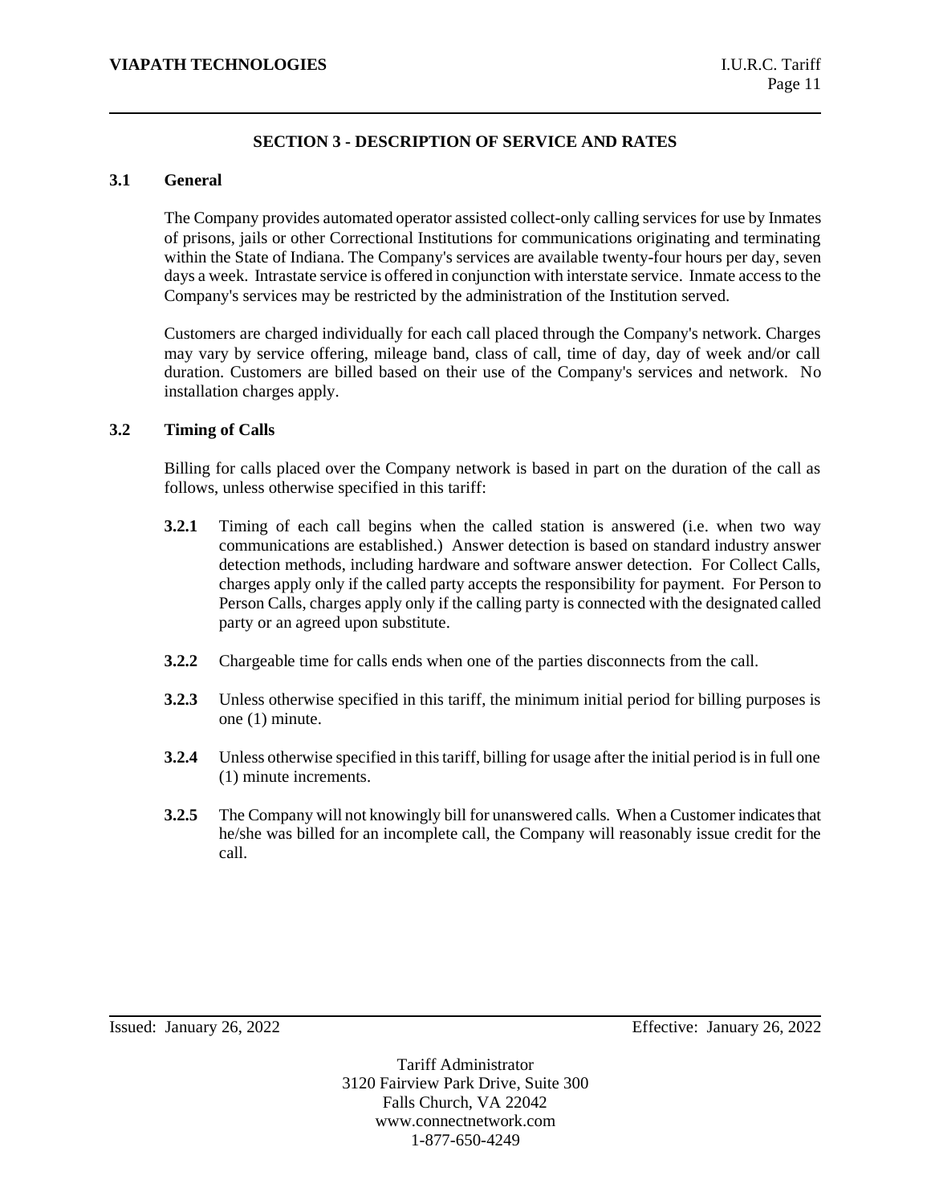## SECTION 3 - DESCRIPTION OF SERVICE AND RATES

### 3.1 General

The Company provides automated operator assisted collect-only calling services for use by Inmates of prisons, jails or other Correctional Institutions for communications originating and terminating within the State of Indiana. The Company's services are available twenty-four hours per day, seven days a week. Intrastate service is offered in conjunction with interstate service. Inmate access to the Company's services may be restricted by the administration of the Institution served.

Customers are charged individually for each call placed through the Company's network. Charges may vary by service offering, mileage band, class of call, time of day, day of week and/or call duration. Customers are billed based on their use of the Company's services and network. No installation charges apply.

### 3.2 Timing of Calls

Billing for calls placed over the Company network is based in part on the duration of the call as follows, unless otherwise specified in this tariff:

**3.2.1** Timing of each call begins when the called station is answered (i.e. when two way communications are established.) Answer detection is based on standard industry answer detection methods, including hardware and software answer detection. For Collect Calls, charges apply only if the called party accepts the responsibility for payment. For Person to Person Calls, charges apply only if the calling party is connected with the designated called party or an agreed upon substitute.

**3.2.2** Chargeable time for calls ends when one of the parties disconnects from the call.

**3.2.3** Unless otherwise specified in this tariff, the minimum initial period for billing purposes is one (1) minute.

**3.2.4** Unless otherwise specified in this tariff, billing for usage after the initial period is in full one (1) minute increments.

**3.2.5** The Company will not knowingly bill for unanswered calls. When a Customer indicates that he/she was billed for an incomplete call, the Company will reasonably issue credit for the call.

Issued: January 26, 2022 Effective: January 26, 2022

Tariff Administrator
3120 Fairview Park Drive, Suite 300
Falls Church, VA 22042
www.connectnetwork.com
1-877-650-4249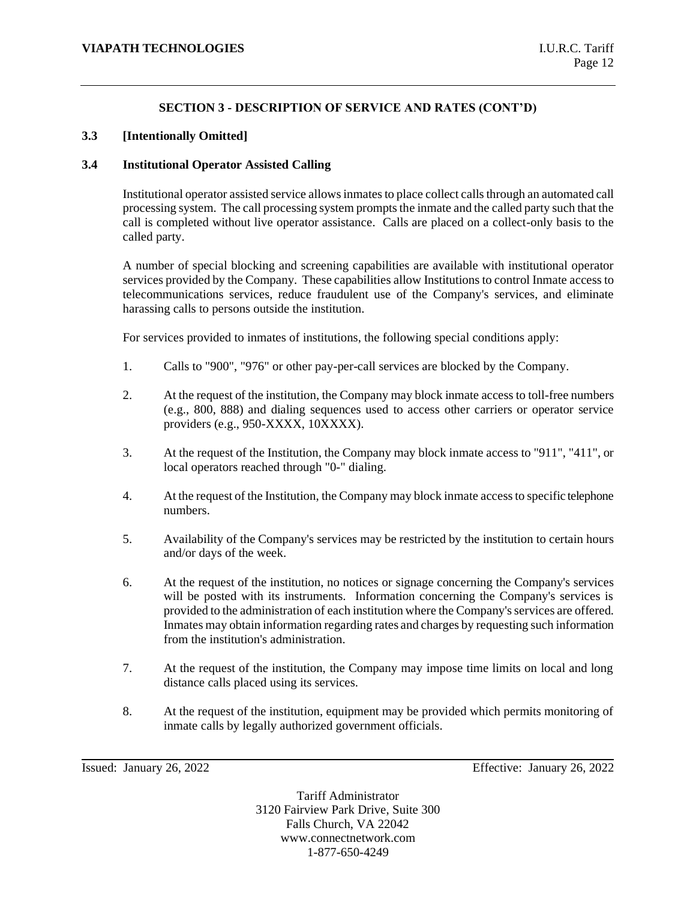## SECTION 3 - DESCRIPTION OF SERVICE AND RATES (CONT'D)

### 3.3 [Intentionally Omitted]

### 3.4 Institutional Operator Assisted Calling

Institutional operator assisted service allows inmates to place collect calls through an automated call processing system. The call processing system prompts the inmate and the called party such that the call is completed without live operator assistance. Calls are placed on a collect-only basis to the called party.

A number of special blocking and screening capabilities are available with institutional operator services provided by the Company. These capabilities allow Institutions to control Inmate access to telecommunications services, reduce fraudulent use of the Company's services, and eliminate harassing calls to persons outside the institution.

For services provided to inmates of institutions, the following special conditions apply:

1. Calls to "900", "976" or other pay-per-call services are blocked by the Company.
2. At the request of the institution, the Company may block inmate access to toll-free numbers (e.g., 800, 888) and dialing sequences used to access other carriers or operator service providers (e.g., 950-XXXX, 10XXXX).
3. At the request of the Institution, the Company may block inmate access to "911", "411", or local operators reached through "0-" dialing.
4. At the request of the Institution, the Company may block inmate access to specific telephone numbers.
5. Availability of the Company's services may be restricted by the institution to certain hours and/or days of the week.
6. At the request of the institution, no notices or signage concerning the Company's services will be posted with its instruments. Information concerning the Company's services is provided to the administration of each institution where the Company's services are offered. Inmates may obtain information regarding rates and charges by requesting such information from the institution's administration.
7. At the request of the institution, the Company may impose time limits on local and long distance calls placed using its services.
8. At the request of the institution, equipment may be provided which permits monitoring of inmate calls by legally authorized government officials.

Issued: January 26, 2022 Effective: January 26, 2022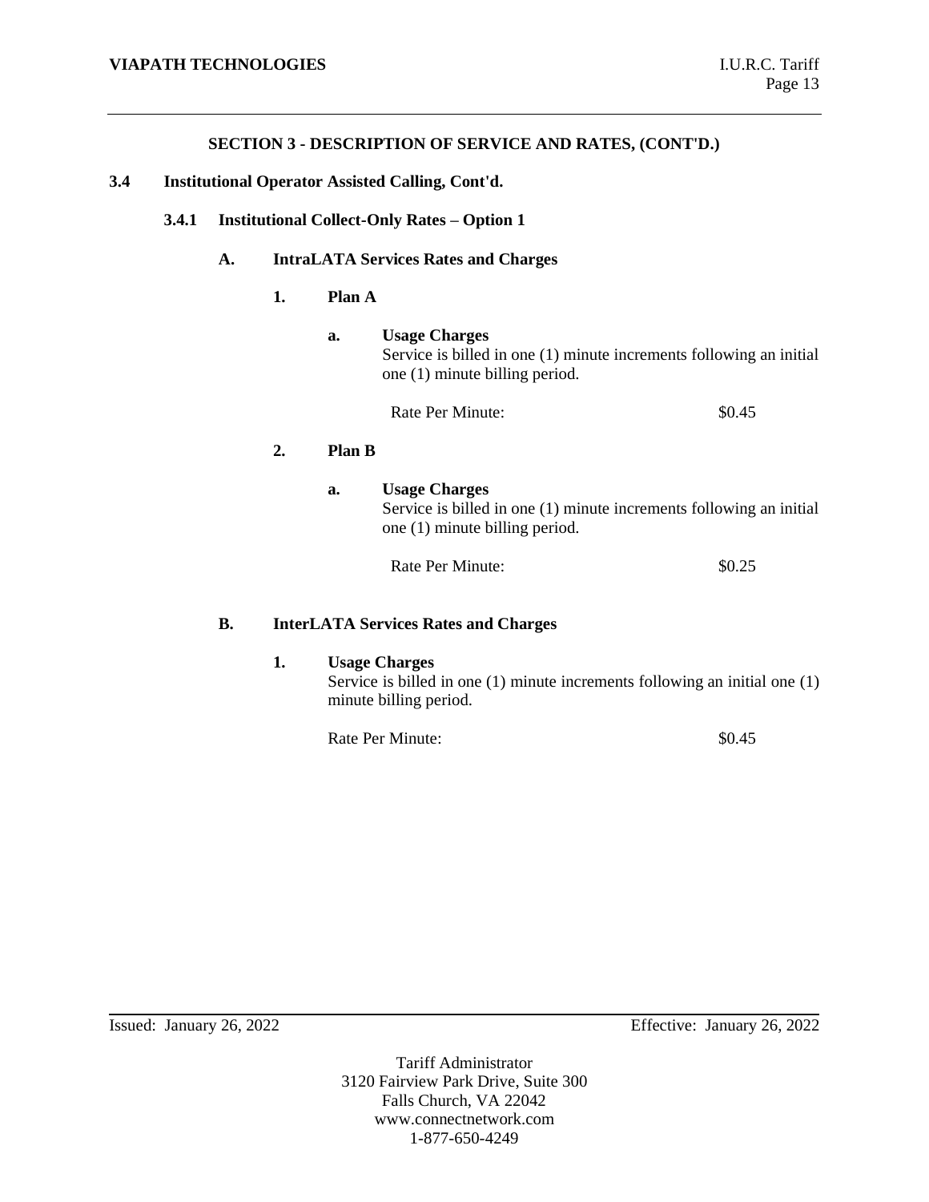## SECTION 3 - DESCRIPTION OF SERVICE AND RATES, (CONT'D.)

### 3.4 Institutional Operator Assisted Calling, Cont'd.

#### 3.4.1 Institutional Collect-Only Rates – Option 1

**A. IntraLATA Services Rates and Charges**

**1. Plan A**

**a. Usage Charges**

Service is billed in one (1) minute increments following an initial one (1) minute billing period.

Rate Per Minute: $0.45

**2. Plan B**

**a. Usage Charges**

Service is billed in one (1) minute increments following an initial one (1) minute billing period.

Rate Per Minute: $0.25

**B. InterLATA Services Rates and Charges**

**1. Usage Charges**

Service is billed in one (1) minute increments following an initial one (1) minute billing period.

Rate Per Minute: $0.45

Issued: January 26, 2022 Effective: January 26, 2022

Tariff Administrator
3120 Fairview Park Drive, Suite 300
Falls Church, VA 22042
www.connectnetwork.com
1-877-650-4249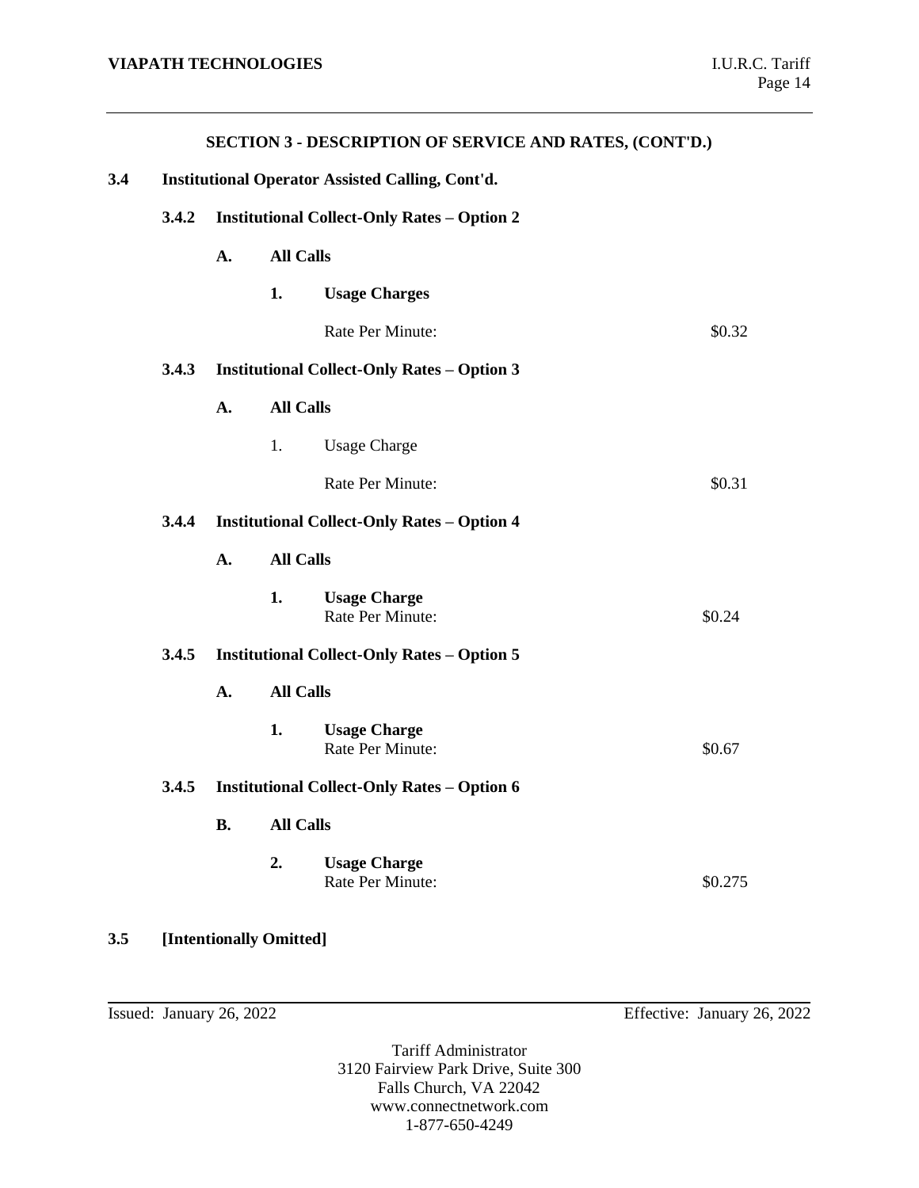## SECTION 3 - DESCRIPTION OF SERVICE AND RATES, (CONT'D.)

**3.4 Institutional Operator Assisted Calling, Cont'd.**

**3.4.2 Institutional Collect-Only Rates – Option 2**

**A. All Calls**

**1. Usage Charges**

Rate Per Minute: $0.32

**3.4.3 Institutional Collect-Only Rates – Option 3**

**A. All Calls**

1. Usage Charge

Rate Per Minute: $0.31

**3.4.4 Institutional Collect-Only Rates – Option 4**

**A. All Calls**

**1. Usage Charge**
Rate Per Minute: $0.24

**3.4.5 Institutional Collect-Only Rates – Option 5**

**A. All Calls**

**1. Usage Charge**
Rate Per Minute: $0.67

**3.4.5 Institutional Collect-Only Rates – Option 6**

**B. All Calls**

**2. Usage Charge**
Rate Per Minute: $0.275

**3.5 [Intentionally Omitted]**

Issued: January 26, 2022 Effective: January 26, 2022

Tariff Administrator
3120 Fairview Park Drive, Suite 300
Falls Church, VA 22042
www.connectnetwork.com
1-877-650-4249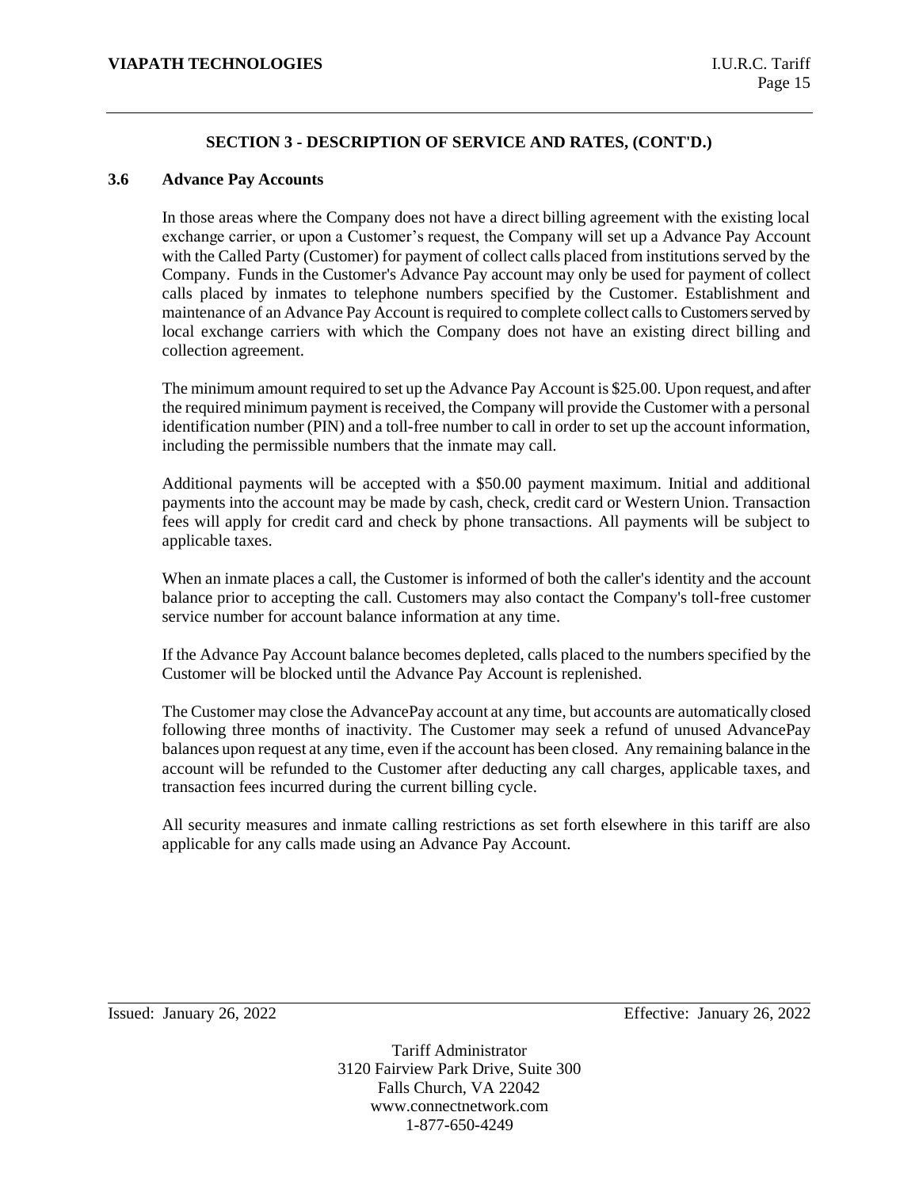## SECTION 3 - DESCRIPTION OF SERVICE AND RATES, (CONT'D.)

### 3.6 Advance Pay Accounts

In those areas where the Company does not have a direct billing agreement with the existing local exchange carrier, or upon a Customer's request, the Company will set up a Advance Pay Account with the Called Party (Customer) for payment of collect calls placed from institutions served by the Company. Funds in the Customer's Advance Pay account may only be used for payment of collect calls placed by inmates to telephone numbers specified by the Customer. Establishment and maintenance of an Advance Pay Account is required to complete collect calls to Customers served by local exchange carriers with which the Company does not have an existing direct billing and collection agreement.

The minimum amount required to set up the Advance Pay Account is $25.00. Upon request, and after the required minimum payment is received, the Company will provide the Customer with a personal identification number (PIN) and a toll-free number to call in order to set up the account information, including the permissible numbers that the inmate may call.

Additional payments will be accepted with a $50.00 payment maximum. Initial and additional payments into the account may be made by cash, check, credit card or Western Union. Transaction fees will apply for credit card and check by phone transactions. All payments will be subject to applicable taxes.

When an inmate places a call, the Customer is informed of both the caller's identity and the account balance prior to accepting the call. Customers may also contact the Company's toll-free customer service number for account balance information at any time.

If the Advance Pay Account balance becomes depleted, calls placed to the numbers specified by the Customer will be blocked until the Advance Pay Account is replenished.

The Customer may close the AdvancePay account at any time, but accounts are automatically closed following three months of inactivity. The Customer may seek a refund of unused AdvancePay balances upon request at any time, even if the account has been closed. Any remaining balance in the account will be refunded to the Customer after deducting any call charges, applicable taxes, and transaction fees incurred during the current billing cycle.

All security measures and inmate calling restrictions as set forth elsewhere in this tariff are also applicable for any calls made using an Advance Pay Account.

Issued: January 26, 2022 Effective: January 26, 2022

Tariff Administrator
3120 Fairview Park Drive, Suite 300
Falls Church, VA 22042
www.connectnetwork.com
1-877-650-4249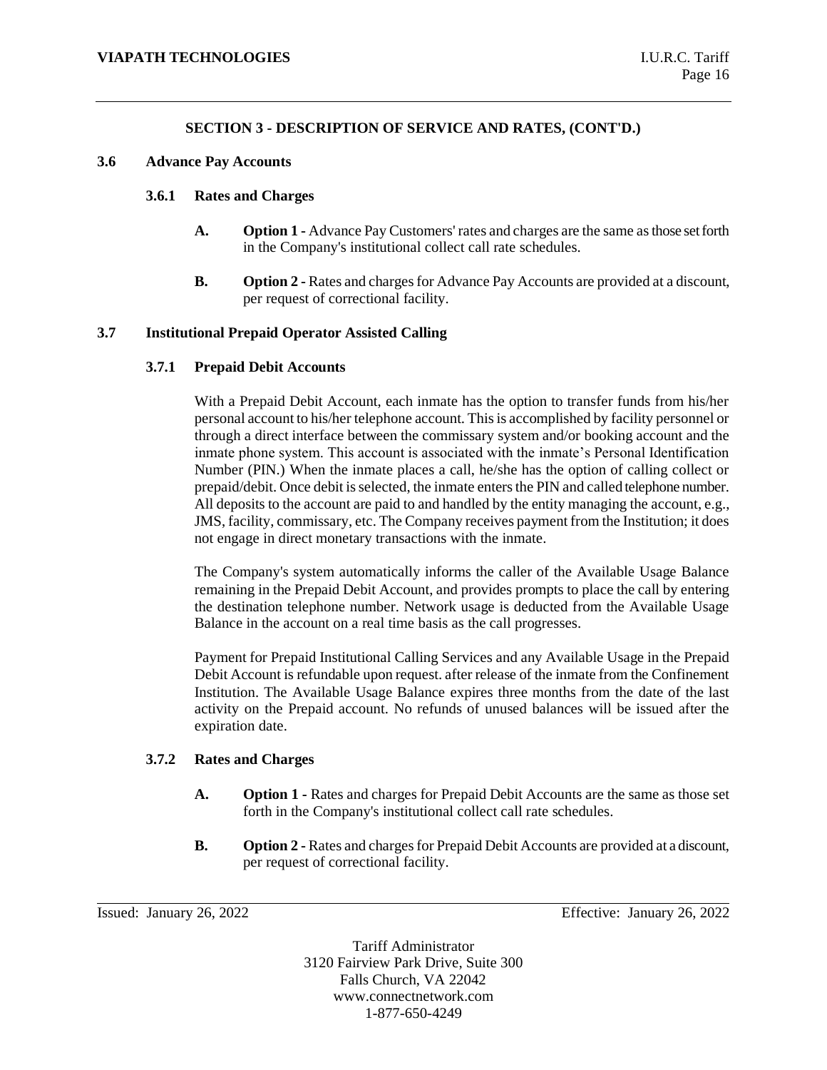## SECTION 3 - DESCRIPTION OF SERVICE AND RATES, (CONT'D.)

### 3.6 Advance Pay Accounts

#### 3.6.1 Rates and Charges

**A. Option 1 -** Advance Pay Customers' rates and charges are the same as those set forth in the Company's institutional collect call rate schedules.

**B. Option 2 -** Rates and charges for Advance Pay Accounts are provided at a discount, per request of correctional facility.

### 3.7 Institutional Prepaid Operator Assisted Calling

#### 3.7.1 Prepaid Debit Accounts

With a Prepaid Debit Account, each inmate has the option to transfer funds from his/her personal account to his/her telephone account. This is accomplished by facility personnel or through a direct interface between the commissary system and/or booking account and the inmate phone system. This account is associated with the inmate's Personal Identification Number (PIN.) When the inmate places a call, he/she has the option of calling collect or prepaid/debit. Once debit is selected, the inmate enters the PIN and called telephone number. All deposits to the account are paid to and handled by the entity managing the account, e.g., JMS, facility, commissary, etc. The Company receives payment from the Institution; it does not engage in direct monetary transactions with the inmate.

The Company's system automatically informs the caller of the Available Usage Balance remaining in the Prepaid Debit Account, and provides prompts to place the call by entering the destination telephone number. Network usage is deducted from the Available Usage Balance in the account on a real time basis as the call progresses.

Payment for Prepaid Institutional Calling Services and any Available Usage in the Prepaid Debit Account is refundable upon request. after release of the inmate from the Confinement Institution. The Available Usage Balance expires three months from the date of the last activity on the Prepaid account. No refunds of unused balances will be issued after the expiration date.

#### 3.7.2 Rates and Charges

**A. Option 1 -** Rates and charges for Prepaid Debit Accounts are the same as those set forth in the Company's institutional collect call rate schedules.

**B. Option 2 -** Rates and charges for Prepaid Debit Accounts are provided at a discount, per request of correctional facility.

Issued: January 26, 2022 Effective: January 26, 2022

Tariff Administrator
3120 Fairview Park Drive, Suite 300
Falls Church, VA 22042
www.connectnetwork.com
1-877-650-4249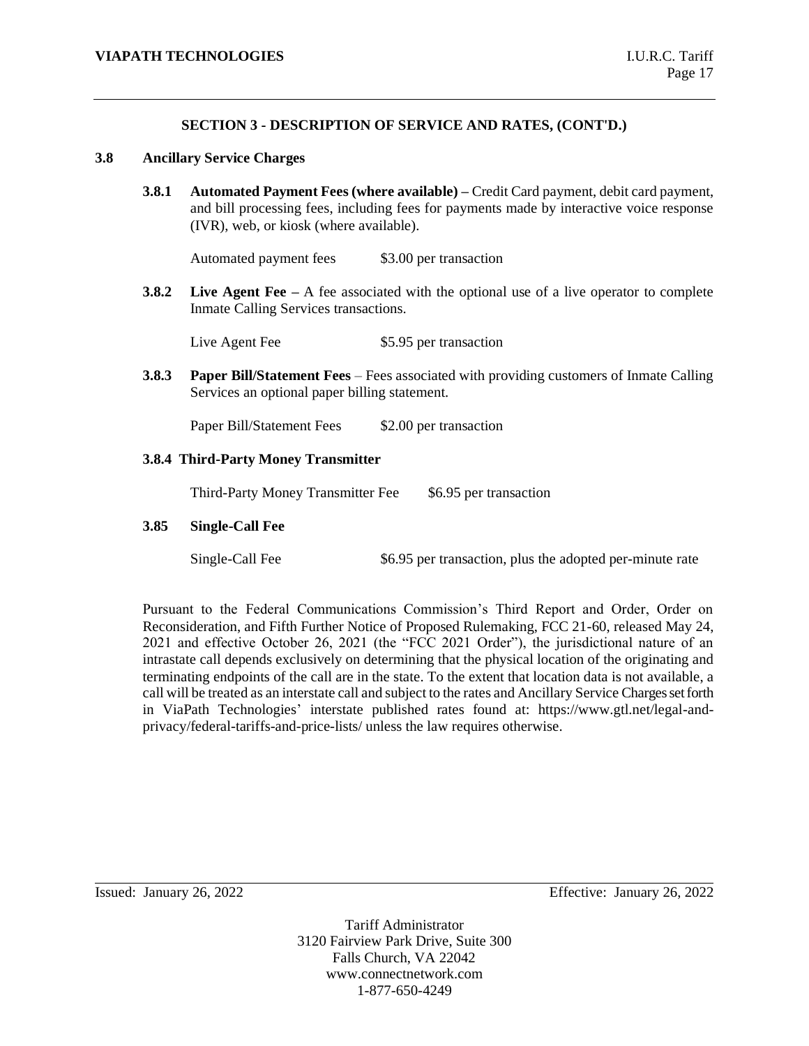## SECTION 3 - DESCRIPTION OF SERVICE AND RATES, (CONT'D.)

### 3.8 Ancillary Service Charges

**3.8.1 Automated Payment Fees (where available) –** Credit Card payment, debit card payment, and bill processing fees, including fees for payments made by interactive voice response (IVR), web, or kiosk (where available).

| | |
|---|---|
| Automated payment fees | \$3.00 per transaction |

**3.8.2 Live Agent Fee –** A fee associated with the optional use of a live operator to complete Inmate Calling Services transactions.

| | |
|---|---|
| Live Agent Fee | \$5.95 per transaction |

**3.8.3 Paper Bill/Statement Fees** – Fees associated with providing customers of Inmate Calling Services an optional paper billing statement.

| | |
|---|---|
| Paper Bill/Statement Fees | \$2.00 per transaction |

**3.8.4 Third-Party Money Transmitter**

| | |
|---|---|
| Third-Party Money Transmitter Fee | \$6.95 per transaction |

**3.85 Single-Call Fee**

| | |
|---|---|
| Single-Call Fee | \$6.95 per transaction, plus the adopted per-minute rate |

Pursuant to the Federal Communications Commission's Third Report and Order, Order on Reconsideration, and Fifth Further Notice of Proposed Rulemaking, FCC 21-60, released May 24, 2021 and effective October 26, 2021 (the "FCC 2021 Order"), the jurisdictional nature of an intrastate call depends exclusively on determining that the physical location of the originating and terminating endpoints of the call are in the state. To the extent that location data is not available, a call will be treated as an interstate call and subject to the rates and Ancillary Service Charges set forth in ViaPath Technologies' interstate published rates found at: https://www.gtl.net/legal-and-privacy/federal-tariffs-and-price-lists/ unless the law requires otherwise.

Issued: January 26, 2022 Effective: January 26, 2022

Tariff Administrator
3120 Fairview Park Drive, Suite 300
Falls Church, VA 22042
www.connectnetwork.com
1-877-650-4249